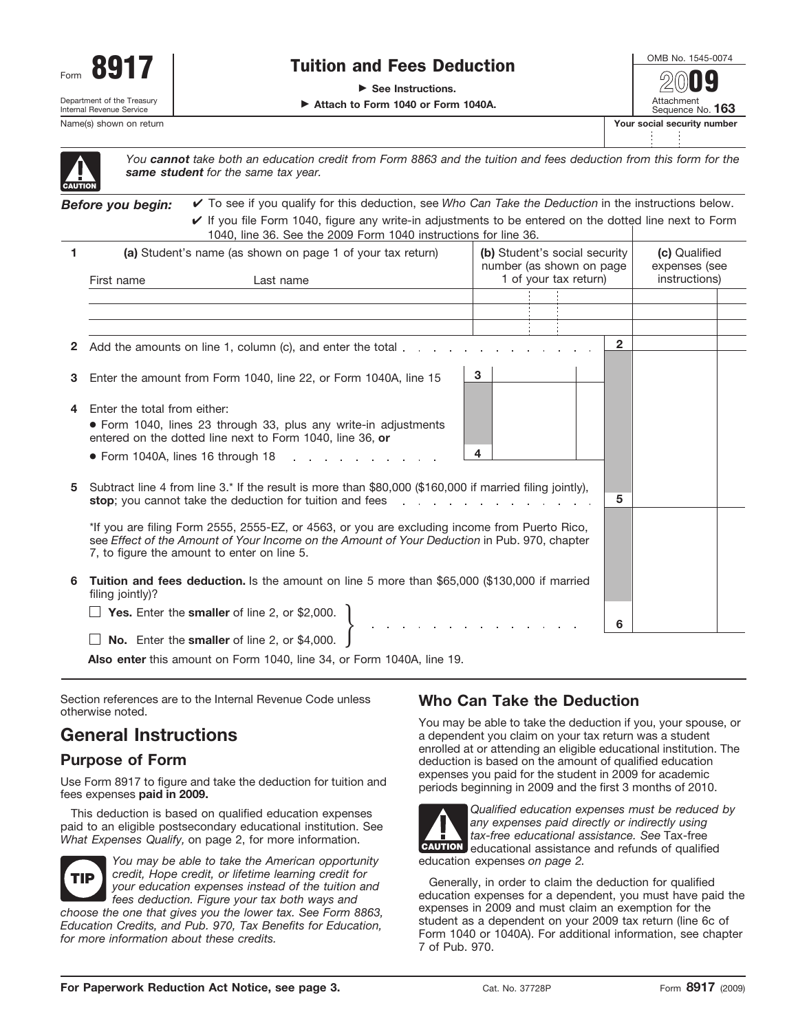Form **8917**

Department of the Treasury
Internal Revenue Service

# Tuition and Fees Deduction

▶ See Instructions.

▶ Attach to Form 1040 or Form 1040A.

OMB No. 1545-0074

2009

Attachment Sequence No. **163**

Name(s) shown on return | **Your social security number**

**CAUTION** *You **cannot** take both an education credit from Form 8863 and the tuition and fees deduction from this form for the **same student** for the same tax year.*

***Before you begin:***

✔ To see if you qualify for this deduction, see *Who Can Take the Deduction* in the instructions below.

✔ If you file Form 1040, figure any write-in adjustments to be entered on the dotted line next to Form 1040, line 36. See the 2009 Form 1040 instructions for line 36.

| 1 | **(a)** Student's name (as shown on page 1 of your tax return) First name / Last name | **(b)** Student's social security number (as shown on page 1 of your tax return) | **(c)** Qualified expenses (see instructions) |
|---|---|---|---|
| | | | |
| | | | |
| | | | |

| Line | Description | | | Amount |
|---|---|---|---|---|
| **2** | Add the amounts on line 1, column (c), and enter the total | | **2** | |
| **3** | Enter the amount from Form 1040, line 22, or Form 1040A, line 15 | **3** | | |
| **4** | Enter the total from either: • Form 1040, lines 23 through 33, plus any write-in adjustments entered on the dotted line next to Form 1040, line 36, **or** • Form 1040A, lines 16 through 18 | **4** | | |
| **5** | Subtract line 4 from line 3.* If the result is more than $80,000 ($160,000 if married filing jointly), **stop**; you cannot take the deduction for tuition and fees | | **5** | |
| | *If you are filing Form 2555, 2555-EZ, or 4563, or you are excluding income from Puerto Rico, see *Effect of the Amount of Your Income on the Amount of Your Deduction* in Pub. 970, chapter 7, to figure the amount to enter on line 5. | | | |
| **6** | **Tuition and fees deduction.** Is the amount on line 5 more than $65,000 ($130,000 if married filing jointly)? ☐ **Yes.** Enter the **smaller** of line 2, or $2,000. ☐ **No.** Enter the **smaller** of line 2, or $4,000. | | **6** | |

**Also enter** this amount on Form 1040, line 34, or Form 1040A, line 19.

Section references are to the Internal Revenue Code unless otherwise noted.

## General Instructions

### Purpose of Form

Use Form 8917 to figure and take the deduction for tuition and fees expenses **paid in 2009.**

This deduction is based on qualified education expenses paid to an eligible postsecondary educational institution. See *What Expenses Qualify,* on page 2, for more information.

**TIP** *You may be able to take the American opportunity credit, Hope credit, or lifetime learning credit for your education expenses instead of the tuition and fees deduction. Figure your tax both ways and choose the one that gives you the lower tax. See Form 8863, Education Credits, and Pub. 970, Tax Benefits for Education, for more information about these credits.*

### Who Can Take the Deduction

You may be able to take the deduction if you, your spouse, or a dependent you claim on your tax return was a student enrolled at or attending an eligible educational institution. The deduction is based on the amount of qualified education expenses you paid for the student in 2009 for academic periods beginning in 2009 and the first 3 months of 2010.

**CAUTION** *Qualified education expenses must be reduced by any expenses paid directly or indirectly using tax-free educational assistance. See* Tax-free educational assistance and refunds of qualified education expenses *on page 2.*

Generally, in order to claim the deduction for qualified education expenses for a dependent, you must have paid the expenses in 2009 and must claim an exemption for the student as a dependent on your 2009 tax return (line 6c of Form 1040 or 1040A). For additional information, see chapter 7 of Pub. 970.

**For Paperwork Reduction Act Notice, see page 3.** Cat. No. 37728P Form **8917** (2009)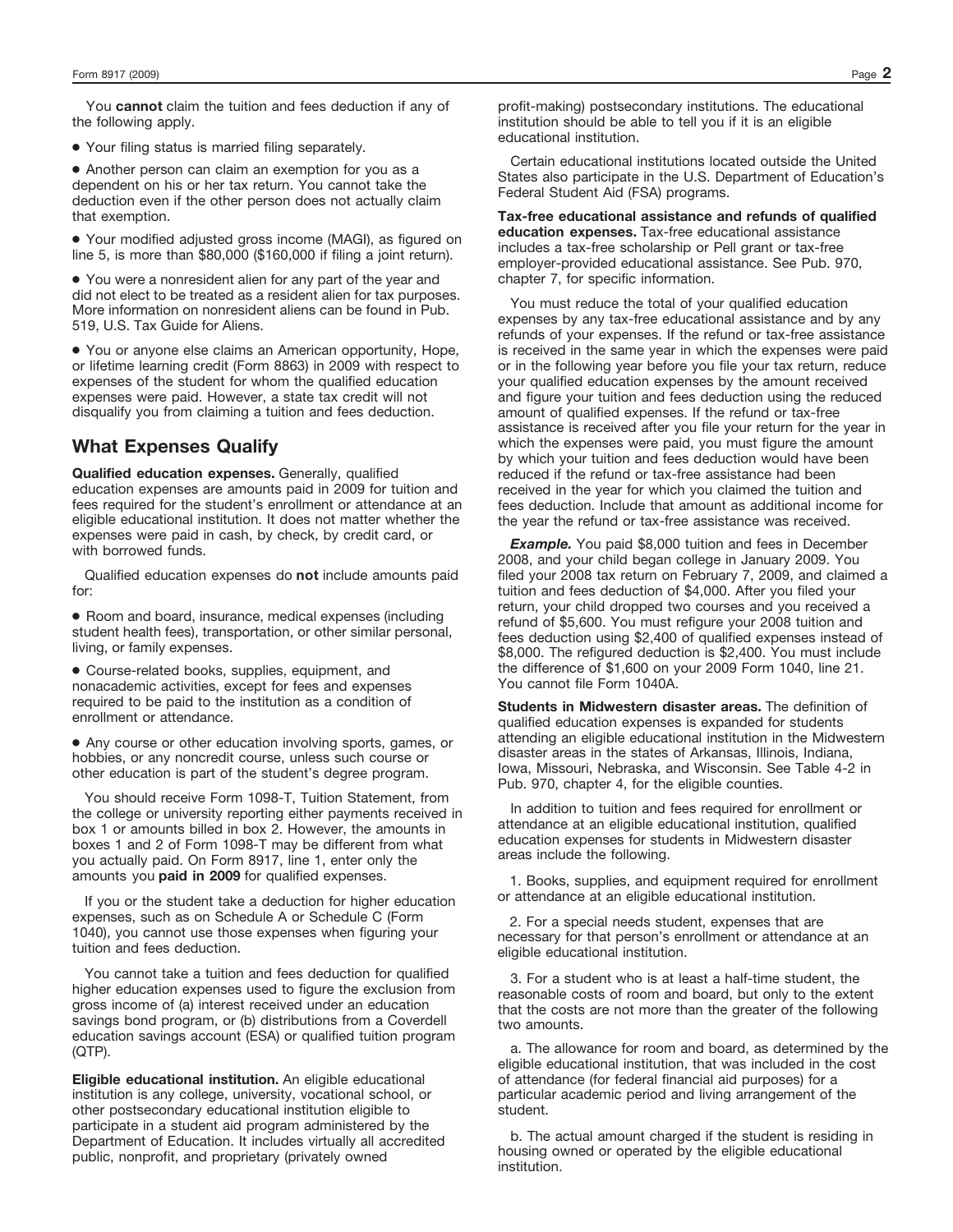You **cannot** claim the tuition and fees deduction if any of the following apply.

- Your filing status is married filing separately.
- Another person can claim an exemption for you as a dependent on his or her tax return. You cannot take the deduction even if the other person does not actually claim that exemption.
- Your modified adjusted gross income (MAGI), as figured on line 5, is more than $80,000 ($160,000 if filing a joint return).
- You were a nonresident alien for any part of the year and did not elect to be treated as a resident alien for tax purposes. More information on nonresident aliens can be found in Pub. 519, U.S. Tax Guide for Aliens.
- You or anyone else claims an American opportunity, Hope, or lifetime learning credit (Form 8863) in 2009 with respect to expenses of the student for whom the qualified education expenses were paid. However, a state tax credit will not disqualify you from claiming a tuition and fees deduction.

## What Expenses Qualify

**Qualified education expenses.** Generally, qualified education expenses are amounts paid in 2009 for tuition and fees required for the student's enrollment or attendance at an eligible educational institution. It does not matter whether the expenses were paid in cash, by check, by credit card, or with borrowed funds.

Qualified education expenses do **not** include amounts paid for:

- Room and board, insurance, medical expenses (including student health fees), transportation, or other similar personal, living, or family expenses.
- Course-related books, supplies, equipment, and nonacademic activities, except for fees and expenses required to be paid to the institution as a condition of enrollment or attendance.
- Any course or other education involving sports, games, or hobbies, or any noncredit course, unless such course or other education is part of the student's degree program.

You should receive Form 1098-T, Tuition Statement, from the college or university reporting either payments received in box 1 or amounts billed in box 2. However, the amounts in boxes 1 and 2 of Form 1098-T may be different from what you actually paid. On Form 8917, line 1, enter only the amounts you **paid in 2009** for qualified expenses.

If you or the student take a deduction for higher education expenses, such as on Schedule A or Schedule C (Form 1040), you cannot use those expenses when figuring your tuition and fees deduction.

You cannot take a tuition and fees deduction for qualified higher education expenses used to figure the exclusion from gross income of (a) interest received under an education savings bond program, or (b) distributions from a Coverdell education savings account (ESA) or qualified tuition program (QTP).

**Eligible educational institution.** An eligible educational institution is any college, university, vocational school, or other postsecondary educational institution eligible to participate in a student aid program administered by the Department of Education. It includes virtually all accredited public, nonprofit, and proprietary (privately owned profit-making) postsecondary institutions. The educational institution should be able to tell you if it is an eligible educational institution.

Certain educational institutions located outside the United States also participate in the U.S. Department of Education's Federal Student Aid (FSA) programs.

**Tax-free educational assistance and refunds of qualified education expenses.** Tax-free educational assistance includes a tax-free scholarship or Pell grant or tax-free employer-provided educational assistance. See Pub. 970, chapter 7, for specific information.

You must reduce the total of your qualified education expenses by any tax-free educational assistance and by any refunds of your expenses. If the refund or tax-free assistance is received in the same year in which the expenses were paid or in the following year before you file your tax return, reduce your qualified education expenses by the amount received and figure your tuition and fees deduction using the reduced amount of qualified expenses. If the refund or tax-free assistance is received after you file your return for the year in which the expenses were paid, you must figure the amount by which your tuition and fees deduction would have been reduced if the refund or tax-free assistance had been received in the year for which you claimed the tuition and fees deduction. Include that amount as additional income for the year the refund or tax-free assistance was received.

***Example.*** You paid $8,000 tuition and fees in December 2008, and your child began college in January 2009. You filed your 2008 tax return on February 7, 2009, and claimed a tuition and fees deduction of $4,000. After you filed your return, your child dropped two courses and you received a refund of $5,600. You must refigure your 2008 tuition and fees deduction using $2,400 of qualified expenses instead of $8,000. The refigured deduction is $2,400. You must include the difference of $1,600 on your 2009 Form 1040, line 21. You cannot file Form 1040A.

**Students in Midwestern disaster areas.** The definition of qualified education expenses is expanded for students attending an eligible educational institution in the Midwestern disaster areas in the states of Arkansas, Illinois, Indiana, Iowa, Missouri, Nebraska, and Wisconsin. See Table 4-2 in Pub. 970, chapter 4, for the eligible counties.

In addition to tuition and fees required for enrollment or attendance at an eligible educational institution, qualified education expenses for students in Midwestern disaster areas include the following.

1. Books, supplies, and equipment required for enrollment or attendance at an eligible educational institution.

2. For a special needs student, expenses that are necessary for that person's enrollment or attendance at an eligible educational institution.

3. For a student who is at least a half-time student, the reasonable costs of room and board, but only to the extent that the costs are not more than the greater of the following two amounts.

a. The allowance for room and board, as determined by the eligible educational institution, that was included in the cost of attendance (for federal financial aid purposes) for a particular academic period and living arrangement of the student.

b. The actual amount charged if the student is residing in housing owned or operated by the eligible educational institution.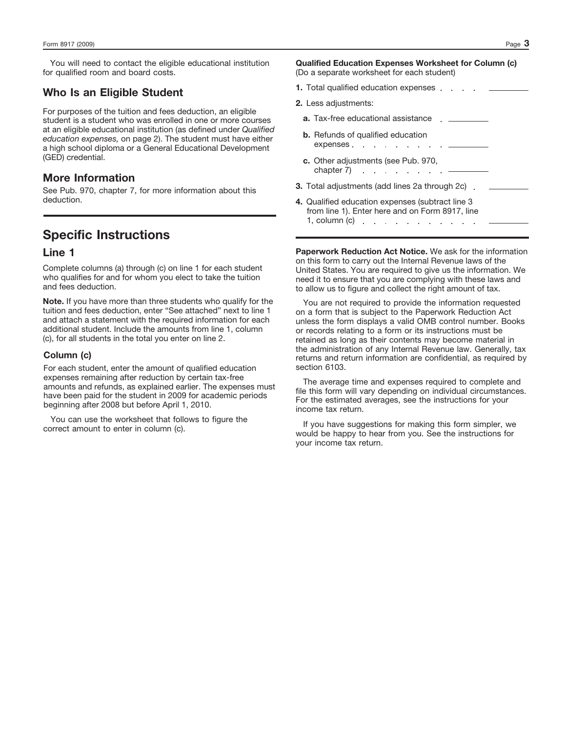You will need to contact the eligible educational institution for qualified room and board costs.

## Who Is an Eligible Student

For purposes of the tuition and fees deduction, an eligible student is a student who was enrolled in one or more courses at an eligible educational institution (as defined under *Qualified education expenses,* on page 2). The student must have either a high school diploma or a General Educational Development (GED) credential.

## More Information

See Pub. 970, chapter 7, for more information about this deduction.

# Specific Instructions

## Line 1

Complete columns (a) through (c) on line 1 for each student who qualifies for and for whom you elect to take the tuition and fees deduction.

**Note.** If you have more than three students who qualify for the tuition and fees deduction, enter "See attached" next to line 1 and attach a statement with the required information for each additional student. Include the amounts from line 1, column (c), for all students in the total you enter on line 2.

### Column (c)

For each student, enter the amount of qualified education expenses remaining after reduction by certain tax-free amounts and refunds, as explained earlier. The expenses must have been paid for the student in 2009 for academic periods beginning after 2008 but before April 1, 2010.

You can use the worksheet that follows to figure the correct amount to enter in column (c).

**Qualified Education Expenses Worksheet for Column (c)**
(Do a separate worksheet for each student)

1. Total qualified education expenses . . . . ________
2. Less adjustments:
   - **a.** Tax-free educational assistance . ________
   - **b.** Refunds of qualified education expenses . . . . . . . . . ________
   - **c.** Other adjustments (see Pub. 970, chapter 7) . . . . . . . . ________
3. Total adjustments (add lines 2a through 2c) . ________
4. Qualified education expenses (subtract line 3 from line 1). Enter here and on Form 8917, line 1, column (c) . . . . . . . . . . . ________

**Paperwork Reduction Act Notice.** We ask for the information on this form to carry out the Internal Revenue laws of the United States. You are required to give us the information. We need it to ensure that you are complying with these laws and to allow us to figure and collect the right amount of tax.

You are not required to provide the information requested on a form that is subject to the Paperwork Reduction Act unless the form displays a valid OMB control number. Books or records relating to a form or its instructions must be retained as long as their contents may become material in the administration of any Internal Revenue law. Generally, tax returns and return information are confidential, as required by section 6103.

The average time and expenses required to complete and file this form will vary depending on individual circumstances. For the estimated averages, see the instructions for your income tax return.

If you have suggestions for making this form simpler, we would be happy to hear from you. See the instructions for your income tax return.